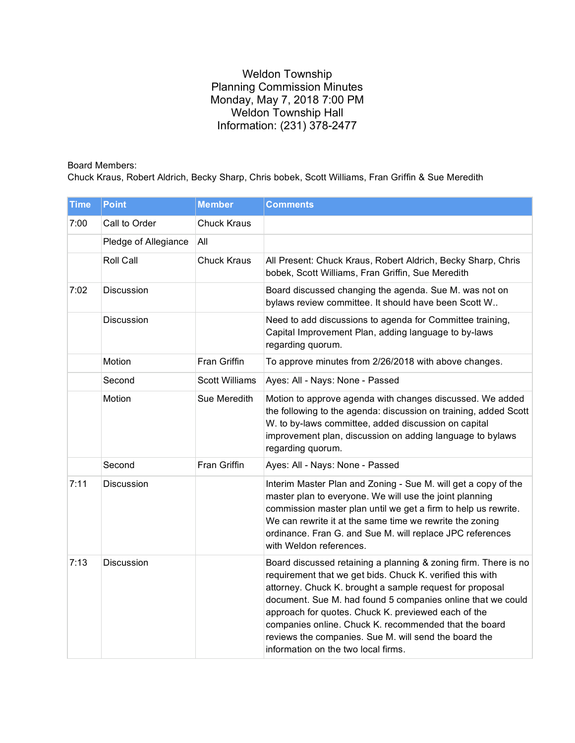# Weldon Township
## Planning Commission Minutes
Monday, May 7, 2018 7:00 PM
Weldon Township Hall
Information: (231) 378-2477

Board Members:
Chuck Kraus, Robert Aldrich, Becky Sharp, Chris bobek, Scott Williams, Fran Griffin & Sue Meredith

| Time | Point | Member | Comments |
|---|---|---|---|
| 7:00 | Call to Order | Chuck Kraus | |
| | Pledge of Allegiance | All | |
| | Roll Call | Chuck Kraus | All Present: Chuck Kraus, Robert Aldrich, Becky Sharp, Chris bobek, Scott Williams, Fran Griffin, Sue Meredith |
| 7:02 | Discussion | | Board discussed changing the agenda. Sue M. was not on bylaws review committee. It should have been Scott W.. |
| | Discussion | | Need to add discussions to agenda for Committee training, Capital Improvement Plan, adding language to by-laws regarding quorum. |
| | Motion | Fran Griffin | To approve minutes from 2/26/2018 with above changes. |
| | Second | Scott Williams | Ayes: All - Nays: None - Passed |
| | Motion | Sue Meredith | Motion to approve agenda with changes discussed. We added the following to the agenda: discussion on training, added Scott W. to by-laws committee, added discussion on capital improvement plan, discussion on adding language to bylaws regarding quorum. |
| | Second | Fran Griffin | Ayes: All - Nays: None - Passed |
| 7:11 | Discussion | | Interim Master Plan and Zoning - Sue M. will get a copy of the master plan to everyone. We will use the joint planning commission master plan until we get a firm to help us rewrite. We can rewrite it at the same time we rewrite the zoning ordinance. Fran G. and Sue M. will replace JPC references with Weldon references. |
| 7:13 | Discussion | | Board discussed retaining a planning & zoning firm. There is no requirement that we get bids. Chuck K. verified this with attorney. Chuck K. brought a sample request for proposal document. Sue M. had found 5 companies online that we could approach for quotes. Chuck K. previewed each of the companies online. Chuck K. recommended that the board reviews the companies. Sue M. will send the board the information on the two local firms. |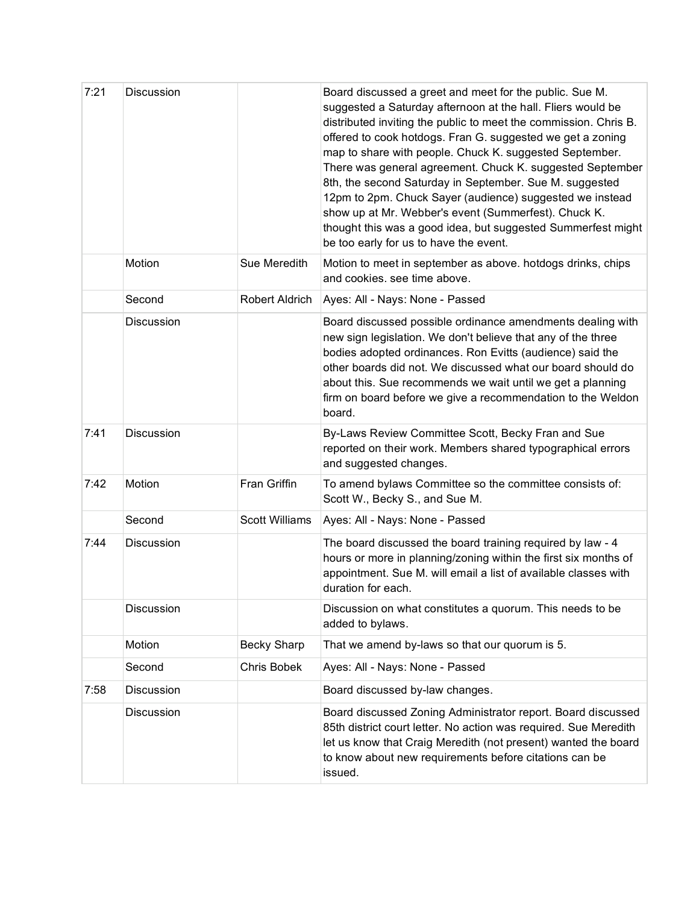| | | | |
|---|---|---|---|
| 7:21 | Discussion | | Board discussed a greet and meet for the public. Sue M. suggested a Saturday afternoon at the hall. Fliers would be distributed inviting the public to meet the commission. Chris B. offered to cook hotdogs. Fran G. suggested we get a zoning map to share with people. Chuck K. suggested September. There was general agreement. Chuck K. suggested September 8th, the second Saturday in September. Sue M. suggested 12pm to 2pm. Chuck Sayer (audience) suggested we instead show up at Mr. Webber's event (Summerfest). Chuck K. thought this was a good idea, but suggested Summerfest might be too early for us to have the event. |
| | Motion | Sue Meredith | Motion to meet in september as above. hotdogs drinks, chips and cookies. see time above. |
| | Second | Robert Aldrich | Ayes: All - Nays: None - Passed |
| | Discussion | | Board discussed possible ordinance amendments dealing with new sign legislation. We don't believe that any of the three bodies adopted ordinances. Ron Evitts (audience) said the other boards did not. We discussed what our board should do about this. Sue recommends we wait until we get a planning firm on board before we give a recommendation to the Weldon board. |
| 7:41 | Discussion | | By-Laws Review Committee Scott, Becky Fran and Sue reported on their work. Members shared typographical errors and suggested changes. |
| 7:42 | Motion | Fran Griffin | To amend bylaws Committee so the committee consists of: Scott W., Becky S., and Sue M. |
| | Second | Scott Williams | Ayes: All - Nays: None - Passed |
| 7:44 | Discussion | | The board discussed the board training required by law - 4 hours or more in planning/zoning within the first six months of appointment. Sue M. will email a list of available classes with duration for each. |
| | Discussion | | Discussion on what constitutes a quorum. This needs to be added to bylaws. |
| | Motion | Becky Sharp | That we amend by-laws so that our quorum is 5. |
| | Second | Chris Bobek | Ayes: All - Nays: None - Passed |
| 7:58 | Discussion | | Board discussed by-law changes. |
| | Discussion | | Board discussed Zoning Administrator report. Board discussed 85th district court letter. No action was required. Sue Meredith let us know that Craig Meredith (not present) wanted the board to know about new requirements before citations can be issued. |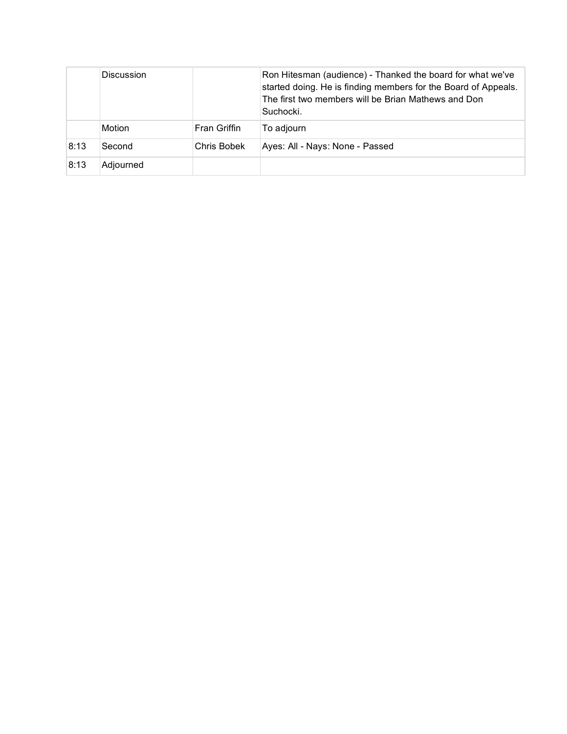| | | | |
|---|---|---|---|
| | Discussion | | Ron Hitesman (audience) - Thanked the board for what we've started doing. He is finding members for the Board of Appeals. The first two members will be Brian Mathews and Don Suchocki. |
| | Motion | Fran Griffin | To adjourn |
| 8:13 | Second | Chris Bobek | Ayes: All - Nays: None - Passed |
| 8:13 | Adjourned | | |